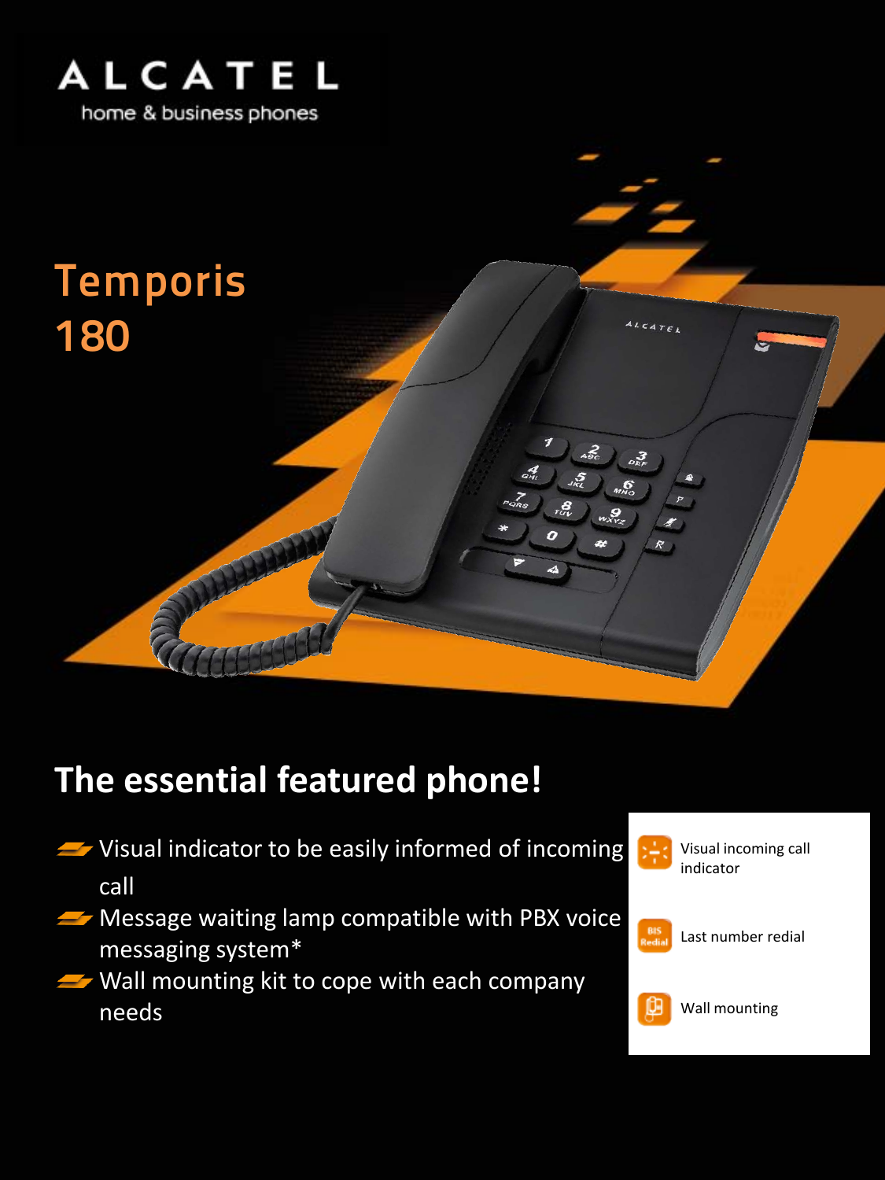# ALCATEL

home & business phones

## Temporis 180

## The essential featured phone!

- Visual indicator to be easily informed of incoming call
- Message waiting lamp compatible with PBX voice messaging system*
- Wall mounting kit to cope with each company needs

Visual incoming call indicator

Last number redial

Wall mounting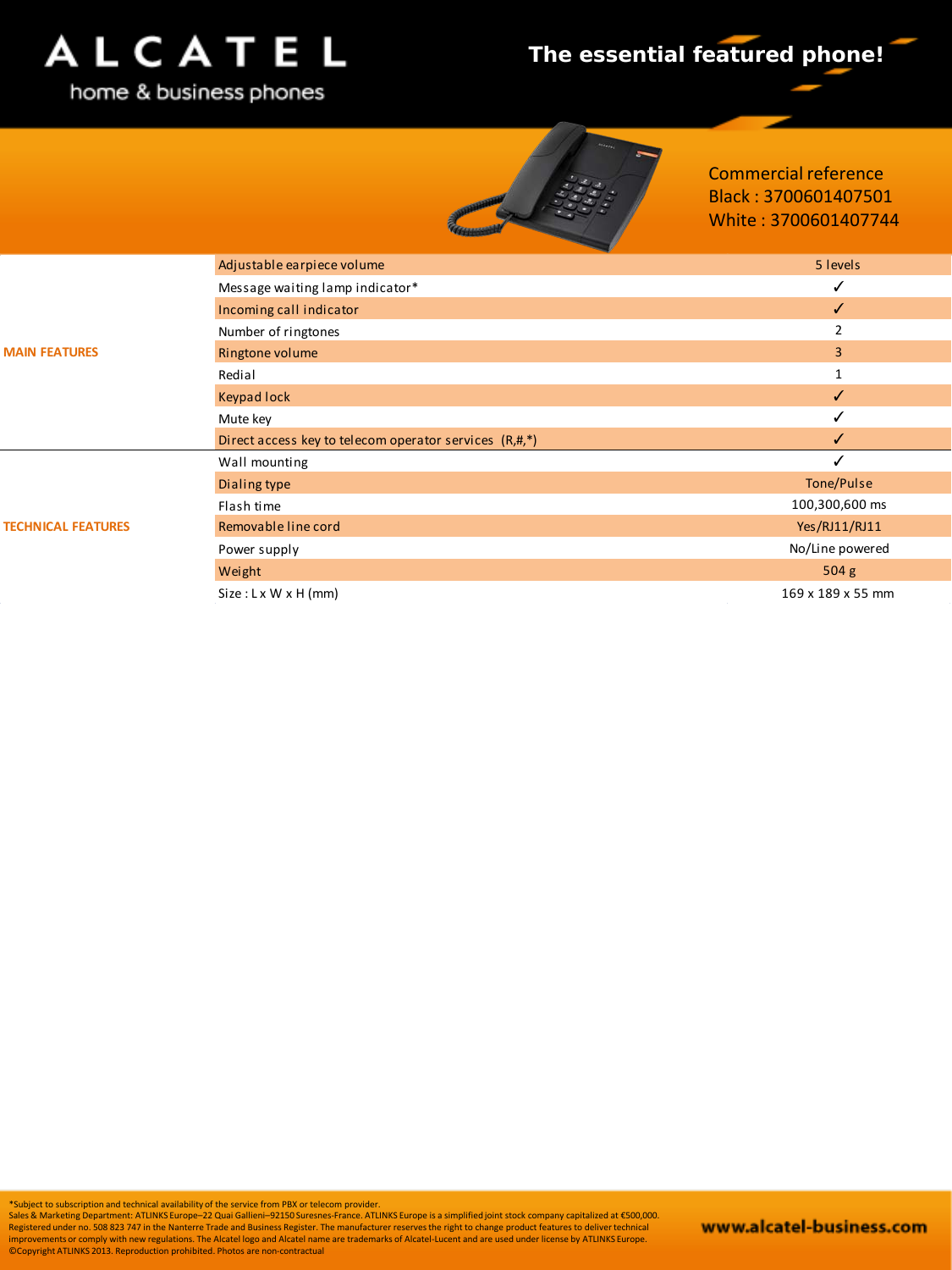# ALCATEL

home & business phones

## The essential featured phone!

Commercial reference
Black : 3700601407501
White : 3700601407744

| | | |
|---|---|---|
| MAIN FEATURES | Adjustable earpiece volume | 5 levels |
| | Message waiting lamp indicator* | ✓ |
| | Incoming call indicator | ✓ |
| | Number of ringtones | 2 |
| | Ringtone volume | 3 |
| | Redial | 1 |
| | Keypad lock | ✓ |
| | Mute key | ✓ |
| | Direct access key to telecom operator services (R,#,*) | ✓ |
| TECHNICAL FEATURES | Wall mounting | ✓ |
| | Dialing type | Tone/Pulse |
| | Flash time | 100,300,600 ms |
| | Removable line cord | Yes/RJ11/RJ11 |
| | Power supply | No/Line powered |
| | Weight | 504 g |
| | Size : L x W x H (mm) | 169 x 189 x 55 mm |

*Subject to subscription and technical availability of the service from PBX or telecom provider.
Sales & Marketing Department: ATLINKS Europe–22 Quai Gallieni–92150 Suresnes-France. ATLINKS Europe is a simplified joint stock company capitalized at €500,000. Registered under no. 508 823 747 in the Nanterre Trade and Business Register. The manufacturer reserves the right to change product features to deliver technical improvements or comply with new regulations. The Alcatel logo and Alcatel name are trademarks of Alcatel-Lucent and are used under license by ATLINKS Europe.
©Copyright ATLINKS 2013. Reproduction prohibited. Photos are non-contractual

www.alcatel-business.com